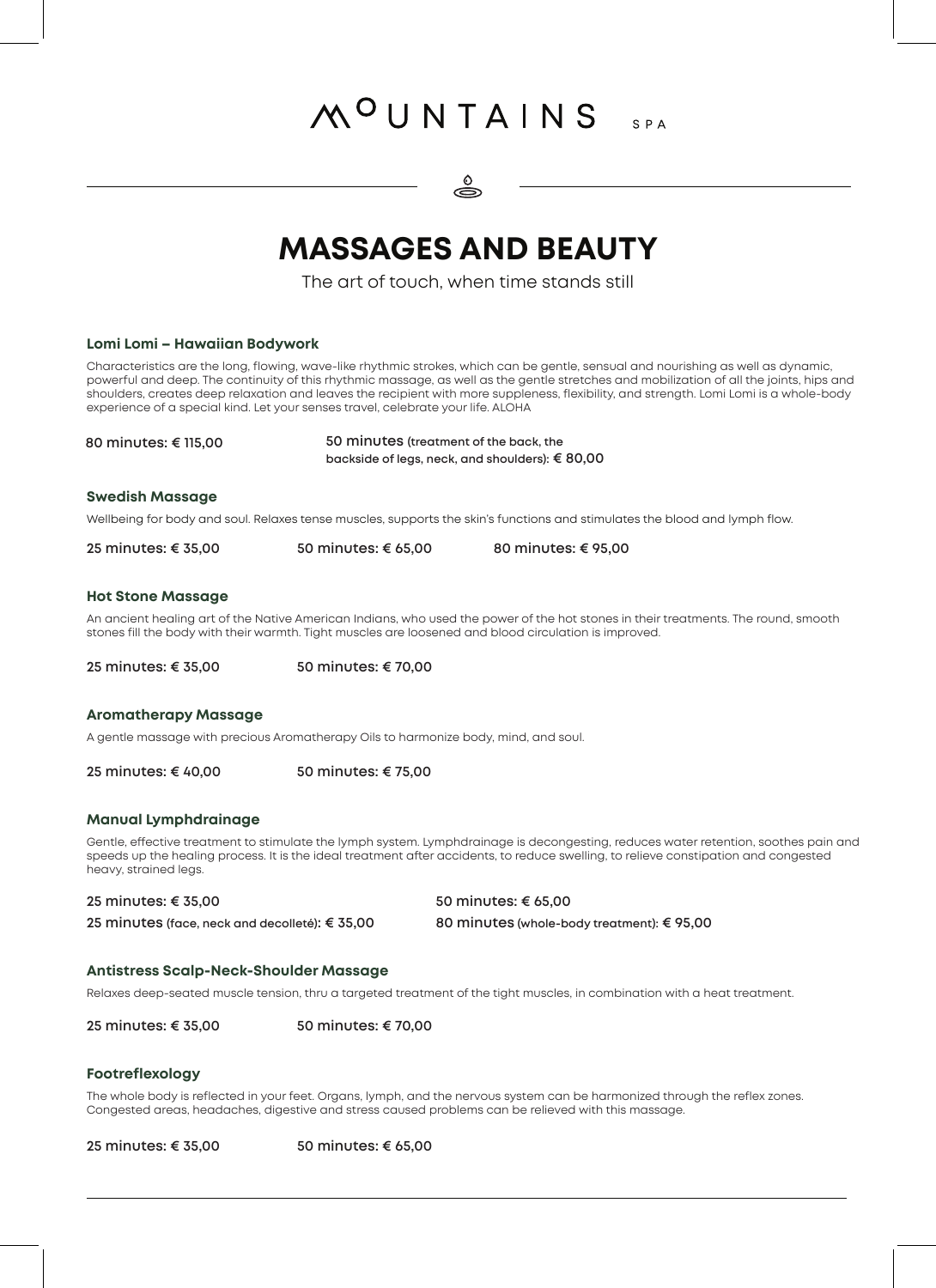# MOUNTAINS SPA

## MASSAGES AND BEAUTY

The art of touch, when time stands still

### Lomi Lomi – Hawaiian Bodywork

Characteristics are the long, flowing, wave-like rhythmic strokes, which can be gentle, sensual and nourishing as well as dynamic, powerful and deep. The continuity of this rhythmic massage, as well as the gentle stretches and mobilization of all the joints, hips and shoulders, creates deep relaxation and leaves the recipient with more suppleness, flexibility, and strength. Lomi Lomi is a whole-body experience of a special kind. Let your senses travel, celebrate your life. ALOHA

80 minutes: € 115,00

50 minutes (treatment of the back, the backside of legs, neck, and shoulders): € 80,00

### Swedish Massage

Wellbeing for body and soul. Relaxes tense muscles, supports the skin's functions and stimulates the blood and lymph flow.

25 minutes: € 35,00

50 minutes: € 65,00

80 minutes: € 95,00

### Hot Stone Massage

An ancient healing art of the Native American Indians, who used the power of the hot stones in their treatments. The round, smooth stones fill the body with their warmth. Tight muscles are loosened and blood circulation is improved.

25 minutes: € 35,00

50 minutes: € 70,00

### Aromatherapy Massage

A gentle massage with precious Aromatherapy Oils to harmonize body, mind, and soul.

25 minutes: € 40,00

50 minutes: € 75,00

### Manual Lymphdrainage

Gentle, effective treatment to stimulate the lymph system. Lymphdrainage is decongesting, reduces water retention, soothes pain and speeds up the healing process. It is the ideal treatment after accidents, to reduce swelling, to relieve constipation and congested heavy, strained legs.

25 minutes: € 35,00

50 minutes: € 65,00

25 minutes (face, neck and decolleté): € 35,00

80 minutes (whole-body treatment): € 95,00

### Antistress Scalp-Neck-Shoulder Massage

Relaxes deep-seated muscle tension, thru a targeted treatment of the tight muscles, in combination with a heat treatment.

25 minutes: € 35,00

50 minutes: € 70,00

### Footreflexology

The whole body is reflected in your feet. Organs, lymph, and the nervous system can be harmonized through the reflex zones. Congested areas, headaches, digestive and stress caused problems can be relieved with this massage.

25 minutes: € 35,00

50 minutes: € 65,00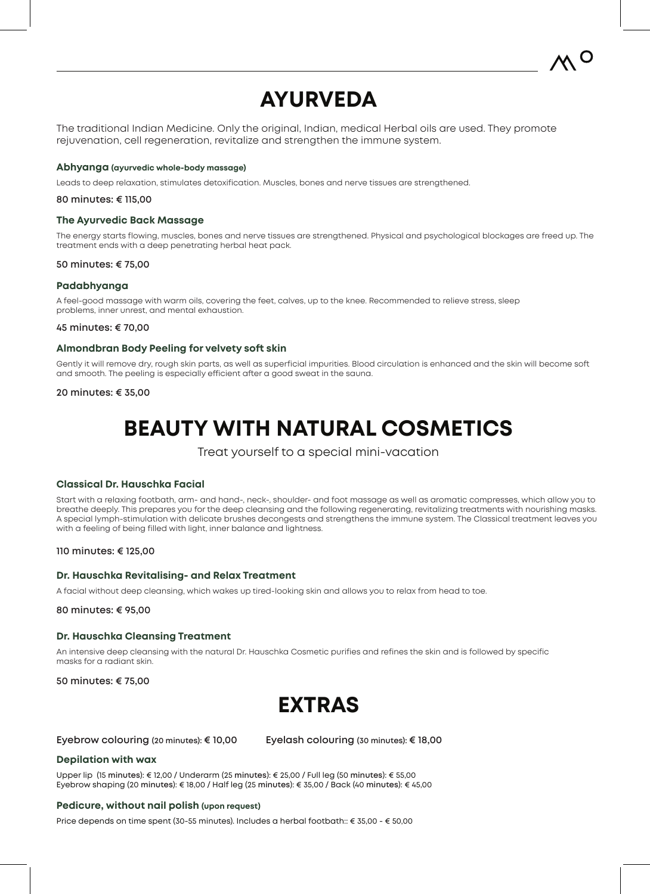# AYURVEDA

The traditional Indian Medicine. Only the original, Indian, medical Herbal oils are used. They promote rejuvenation, cell regeneration, revitalize and strengthen the immune system.

### Abhyanga (ayurvedic whole-body massage)

Leads to deep relaxation, stimulates detoxification. Muscles, bones and nerve tissues are strengthened.

80 minutes: € 115,00

### The Ayurvedic Back Massage

The energy starts flowing, muscles, bones and nerve tissues are strengthened. Physical and psychological blockages are freed up. The treatment ends with a deep penetrating herbal heat pack.

50 minutes: € 75,00

### Padabhyanga

A feel-good massage with warm oils, covering the feet, calves, up to the knee. Recommended to relieve stress, sleep problems, inner unrest, and mental exhaustion.

45 minutes: € 70,00

### Almondbran Body Peeling for velvety soft skin

Gently it will remove dry, rough skin parts, as well as superficial impurities. Blood circulation is enhanced and the skin will become soft and smooth. The peeling is especially efficient after a good sweat in the sauna.

20 minutes: € 35,00

# BEAUTY WITH NATURAL COSMETICS

Treat yourself to a special mini-vacation

### Classical Dr. Hauschka Facial

Start with a relaxing footbath, arm- and hand-, neck-, shoulder- and foot massage as well as aromatic compresses, which allow you to breathe deeply. This prepares you for the deep cleansing and the following regenerating, revitalizing treatments with nourishing masks. A special lymph-stimulation with delicate brushes decongests and strengthens the immune system. The Classical treatment leaves you with a feeling of being filled with light, inner balance and lightness.

110 minutes: € 125,00

### Dr. Hauschka Revitalising- and Relax Treatment

A facial without deep cleansing, which wakes up tired-looking skin and allows you to relax from head to toe.

80 minutes: € 95,00

### Dr. Hauschka Cleansing Treatment

An intensive deep cleansing with the natural Dr. Hauschka Cosmetic purifies and refines the skin and is followed by specific masks for a radiant skin.

50 minutes: € 75,00

# EXTRAS

Eyebrow colouring (20 minutes): € 10,00

Eyelash colouring (30 minutes): € 18,00

### Depilation with wax

Upper lip (15 minutes): € 12,00 / Underarm (25 minutes): € 25,00 / Full leg (50 minutes): € 55,00
Eyebrow shaping (20 minutes): € 18,00 / Half leg (25 minutes): € 35,00 / Back (40 minutes): € 45,00

### Pedicure, without nail polish (upon request)

Price depends on time spent (30-55 minutes). Includes a herbal footbath:: € 35,00 - € 50,00